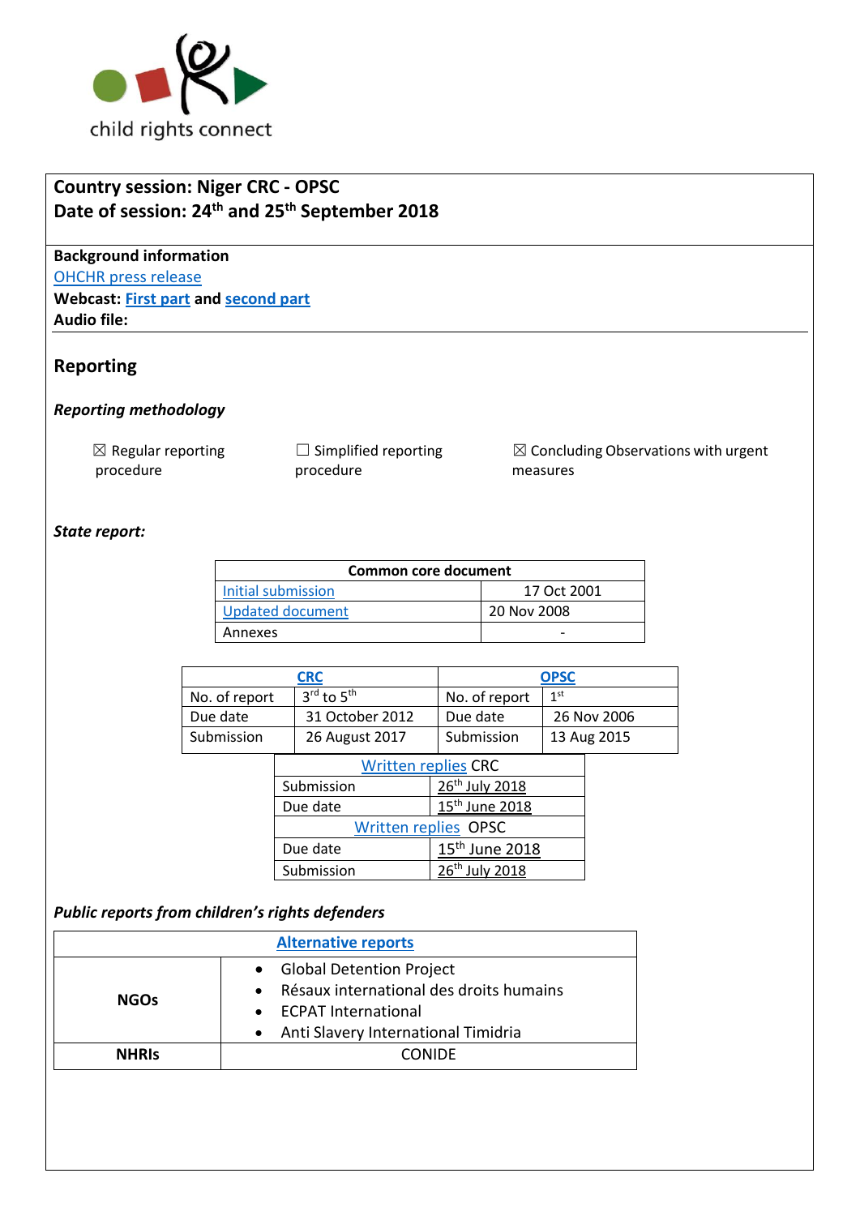child rights connect

**Country session: Niger CRC - OPSC**
**Date of session: 24th and 25th September 2018**

**Background information**
OHCHR press release
**Webcast: First part and second part**
**Audio file:**

## Reporting

### *Reporting methodology*

☒ Regular reporting procedure    ☐ Simplified reporting procedure    ☒ Concluding Observations with urgent measures

### *State report:*

| Common core document | |
|---|---|
| Initial submission | 17 Oct 2001 |
| Updated document | 20 Nov 2008 |
| Annexes | - |

| CRC | | OPSC | |
|---|---|---|---|
| No. of report | 3rd to 5th | No. of report | 1st |
| Due date | 31 October 2012 | Due date | 26 Nov 2006 |
| Submission | 26 August 2017 | Submission | 13 Aug 2015 |

| Written replies CRC | |
|---|---|
| Submission | 26th July 2018 |
| Due date | 15th June 2018 |
| **Written replies OPSC** | |
| Due date | 15th June 2018 |
| Submission | 26th July 2018 |

### *Public reports from children's rights defenders*

| Alternative reports | |
|---|---|
| **NGOs** | • Global Detention Project<br>• Résaux international des droits humains<br>• ECPAT International<br>• Anti Slavery International Timidria |
| **NHRIs** | CONIDE |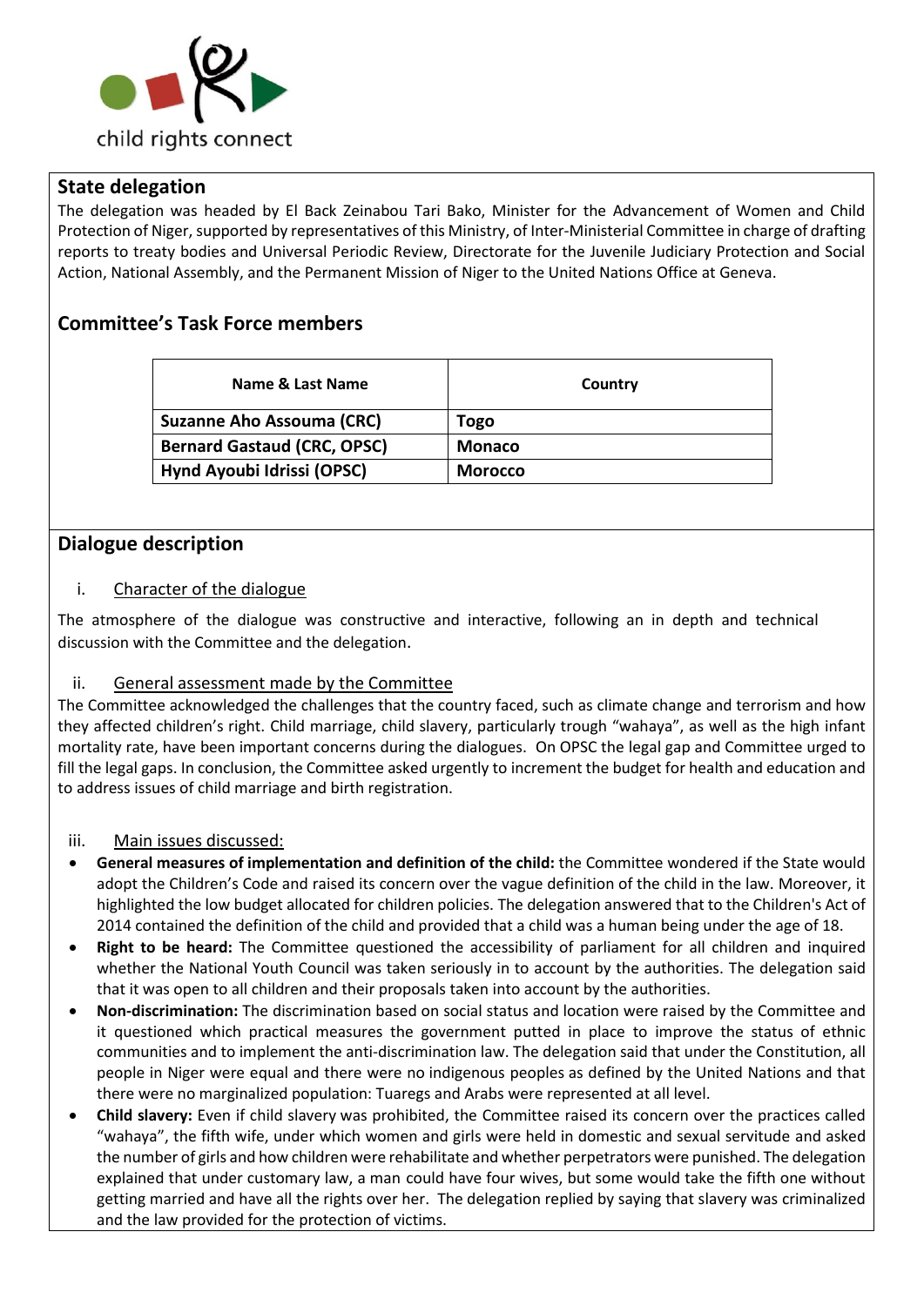## State delegation

The delegation was headed by El Back Zeinabou Tari Bako, Minister for the Advancement of Women and Child Protection of Niger, supported by representatives of this Ministry, of Inter-Ministerial Committee in charge of drafting reports to treaty bodies and Universal Periodic Review, Directorate for the Juvenile Judiciary Protection and Social Action, National Assembly, and the Permanent Mission of Niger to the United Nations Office at Geneva.

## Committee's Task Force members

| Name & Last Name | Country |
|---|---|
| **Suzanne Aho Assouma (CRC)** | **Togo** |
| **Bernard Gastaud (CRC, OPSC)** | **Monaco** |
| **Hynd Ayoubi Idrissi (OPSC)** | **Morocco** |

## Dialogue description

### i. Character of the dialogue

The atmosphere of the dialogue was constructive and interactive, following an in depth and technical discussion with the Committee and the delegation.

### ii. General assessment made by the Committee

The Committee acknowledged the challenges that the country faced, such as climate change and terrorism and how they affected children's right. Child marriage, child slavery, particularly trough "wahaya", as well as the high infant mortality rate, have been important concerns during the dialogues. On OPSC the legal gap and Committee urged to fill the legal gaps. In conclusion, the Committee asked urgently to increment the budget for health and education and to address issues of child marriage and birth registration.

### iii. Main issues discussed:

- **General measures of implementation and definition of the child:** the Committee wondered if the State would adopt the Children's Code and raised its concern over the vague definition of the child in the law. Moreover, it highlighted the low budget allocated for children policies. The delegation answered that to the Children's Act of 2014 contained the definition of the child and provided that a child was a human being under the age of 18.
- **Right to be heard:** The Committee questioned the accessibility of parliament for all children and inquired whether the National Youth Council was taken seriously in to account by the authorities. The delegation said that it was open to all children and their proposals taken into account by the authorities.
- **Non-discrimination:** The discrimination based on social status and location were raised by the Committee and it questioned which practical measures the government putted in place to improve the status of ethnic communities and to implement the anti-discrimination law. The delegation said that under the Constitution, all people in Niger were equal and there were no indigenous peoples as defined by the United Nations and that there were no marginalized population: Tuaregs and Arabs were represented at all level.
- **Child slavery:** Even if child slavery was prohibited, the Committee raised its concern over the practices called "wahaya", the fifth wife, under which women and girls were held in domestic and sexual servitude and asked the number of girls and how children were rehabilitate and whether perpetrators were punished. The delegation explained that under customary law, a man could have four wives, but some would take the fifth one without getting married and have all the rights over her. The delegation replied by saying that slavery was criminalized and the law provided for the protection of victims.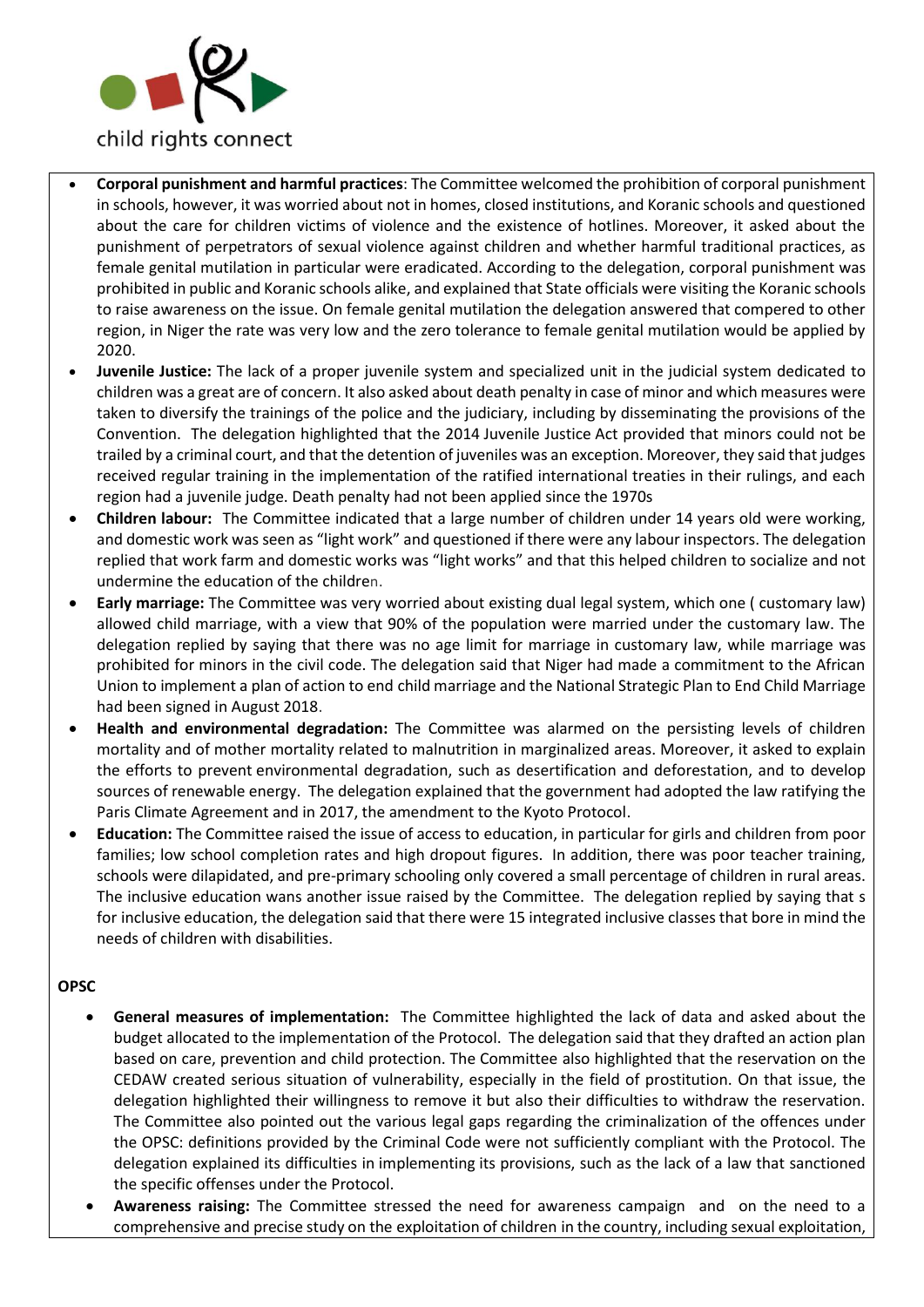- **Corporal punishment and harmful practices**: The Committee welcomed the prohibition of corporal punishment in schools, however, it was worried about not in homes, closed institutions, and Koranic schools and questioned about the care for children victims of violence and the existence of hotlines. Moreover, it asked about the punishment of perpetrators of sexual violence against children and whether harmful traditional practices, as female genital mutilation in particular were eradicated. According to the delegation, corporal punishment was prohibited in public and Koranic schools alike, and explained that State officials were visiting the Koranic schools to raise awareness on the issue. On female genital mutilation the delegation answered that compered to other region, in Niger the rate was very low and the zero tolerance to female genital mutilation would be applied by 2020.
- **Juvenile Justice:** The lack of a proper juvenile system and specialized unit in the judicial system dedicated to children was a great are of concern. It also asked about death penalty in case of minor and which measures were taken to diversify the trainings of the police and the judiciary, including by disseminating the provisions of the Convention. The delegation highlighted that the 2014 Juvenile Justice Act provided that minors could not be trailed by a criminal court, and that the detention of juveniles was an exception. Moreover, they said that judges received regular training in the implementation of the ratified international treaties in their rulings, and each region had a juvenile judge. Death penalty had not been applied since the 1970s
- **Children labour:** The Committee indicated that a large number of children under 14 years old were working, and domestic work was seen as "light work" and questioned if there were any labour inspectors. The delegation replied that work farm and domestic works was "light works" and that this helped children to socialize and not undermine the education of the children.
- **Early marriage:** The Committee was very worried about existing dual legal system, which one ( customary law) allowed child marriage, with a view that 90% of the population were married under the customary law. The delegation replied by saying that there was no age limit for marriage in customary law, while marriage was prohibited for minors in the civil code. The delegation said that Niger had made a commitment to the African Union to implement a plan of action to end child marriage and the National Strategic Plan to End Child Marriage had been signed in August 2018.
- **Health and environmental degradation:** The Committee was alarmed on the persisting levels of children mortality and of mother mortality related to malnutrition in marginalized areas. Moreover, it asked to explain the efforts to prevent environmental degradation, such as desertification and deforestation, and to develop sources of renewable energy. The delegation explained that the government had adopted the law ratifying the Paris Climate Agreement and in 2017, the amendment to the Kyoto Protocol.
- **Education:** The Committee raised the issue of access to education, in particular for girls and children from poor families; low school completion rates and high dropout figures. In addition, there was poor teacher training, schools were dilapidated, and pre-primary schooling only covered a small percentage of children in rural areas. The inclusive education wans another issue raised by the Committee. The delegation replied by saying that s for inclusive education, the delegation said that there were 15 integrated inclusive classes that bore in mind the needs of children with disabilities.

**OPSC**

- **General measures of implementation:** The Committee highlighted the lack of data and asked about the budget allocated to the implementation of the Protocol. The delegation said that they drafted an action plan based on care, prevention and child protection. The Committee also highlighted that the reservation on the CEDAW created serious situation of vulnerability, especially in the field of prostitution. On that issue, the delegation highlighted their willingness to remove it but also their difficulties to withdraw the reservation. The Committee also pointed out the various legal gaps regarding the criminalization of the offences under the OPSC: definitions provided by the Criminal Code were not sufficiently compliant with the Protocol. The delegation explained its difficulties in implementing its provisions, such as the lack of a law that sanctioned the specific offenses under the Protocol.
- **Awareness raising:** The Committee stressed the need for awareness campaign and on the need to a comprehensive and precise study on the exploitation of children in the country, including sexual exploitation,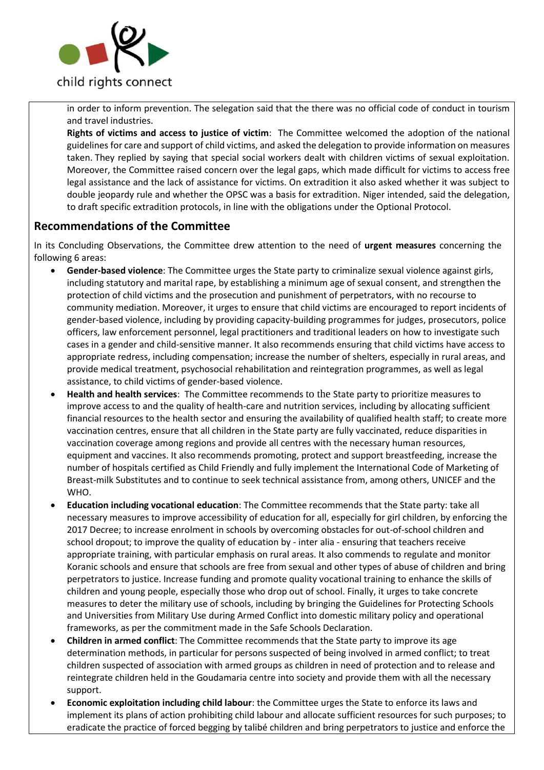in order to inform prevention. The selegation said that the there was no official code of conduct in tourism and travel industries.

**Rights of victims and access to justice of victim**: The Committee welcomed the adoption of the national guidelines for care and support of child victims, and asked the delegation to provide information on measures taken. They replied by saying that special social workers dealt with children victims of sexual exploitation. Moreover, the Committee raised concern over the legal gaps, which made difficult for victims to access free legal assistance and the lack of assistance for victims. On extradition it also asked whether it was subject to double jeopardy rule and whether the OPSC was a basis for extradition. Niger intended, said the delegation, to draft specific extradition protocols, in line with the obligations under the Optional Protocol.

## Recommendations of the Committee

In its Concluding Observations, the Committee drew attention to the need of **urgent measures** concerning the following 6 areas:

- **Gender-based violence**: The Committee urges the State party to criminalize sexual violence against girls, including statutory and marital rape, by establishing a minimum age of sexual consent, and strengthen the protection of child victims and the prosecution and punishment of perpetrators, with no recourse to community mediation. Moreover, it urges to ensure that child victims are encouraged to report incidents of gender-based violence, including by providing capacity-building programmes for judges, prosecutors, police officers, law enforcement personnel, legal practitioners and traditional leaders on how to investigate such cases in a gender and child-sensitive manner. It also recommends ensuring that child victims have access to appropriate redress, including compensation; increase the number of shelters, especially in rural areas, and provide medical treatment, psychosocial rehabilitation and reintegration programmes, as well as legal assistance, to child victims of gender-based violence.
- **Health and health services**: The Committee recommends to the State party to prioritize measures to improve access to and the quality of health-care and nutrition services, including by allocating sufficient financial resources to the health sector and ensuring the availability of qualified health staff; to create more vaccination centres, ensure that all children in the State party are fully vaccinated, reduce disparities in vaccination coverage among regions and provide all centres with the necessary human resources, equipment and vaccines. It also recommends promoting, protect and support breastfeeding, increase the number of hospitals certified as Child Friendly and fully implement the International Code of Marketing of Breast-milk Substitutes and to continue to seek technical assistance from, among others, UNICEF and the WHO.
- **Education including vocational education**: The Committee recommends that the State party: take all necessary measures to improve accessibility of education for all, especially for girl children, by enforcing the 2017 Decree; to increase enrolment in schools by overcoming obstacles for out-of-school children and school dropout; to improve the quality of education by - inter alia - ensuring that teachers receive appropriate training, with particular emphasis on rural areas. It also commends to regulate and monitor Koranic schools and ensure that schools are free from sexual and other types of abuse of children and bring perpetrators to justice. Increase funding and promote quality vocational training to enhance the skills of children and young people, especially those who drop out of school. Finally, it urges to take concrete measures to deter the military use of schools, including by bringing the Guidelines for Protecting Schools and Universities from Military Use during Armed Conflict into domestic military policy and operational frameworks, as per the commitment made in the Safe Schools Declaration.
- **Children in armed conflict**: The Committee recommends that the State party to improve its age determination methods, in particular for persons suspected of being involved in armed conflict; to treat children suspected of association with armed groups as children in need of protection and to release and reintegrate children held in the Goudamaria centre into society and provide them with all the necessary support.
- **Economic exploitation including child labour**: the Committee urges the State to enforce its laws and implement its plans of action prohibiting child labour and allocate sufficient resources for such purposes; to eradicate the practice of forced begging by talibé children and bring perpetrators to justice and enforce the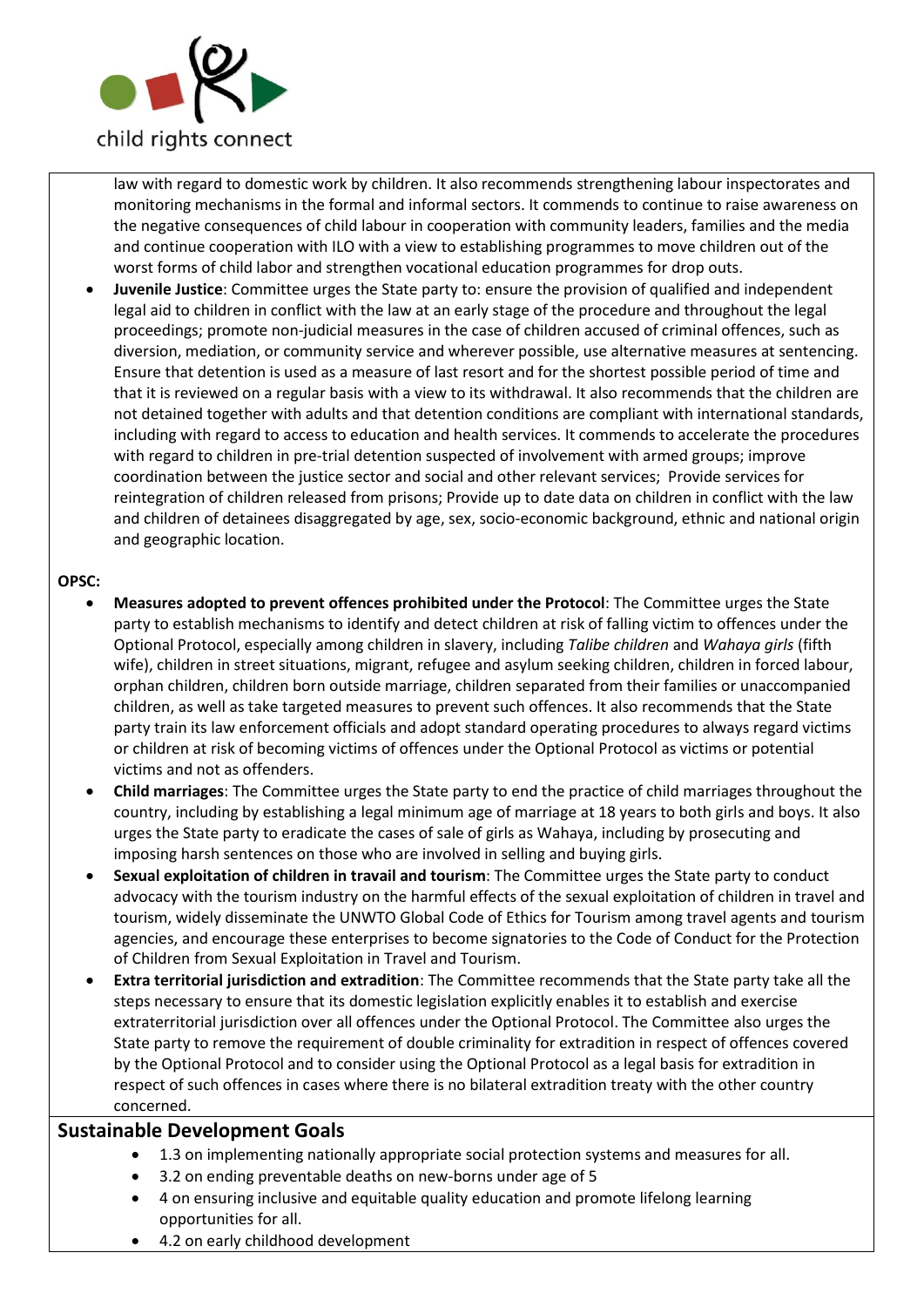law with regard to domestic work by children. It also recommends strengthening labour inspectorates and monitoring mechanisms in the formal and informal sectors. It commends to continue to raise awareness on the negative consequences of child labour in cooperation with community leaders, families and the media and continue cooperation with ILO with a view to establishing programmes to move children out of the worst forms of child labor and strengthen vocational education programmes for drop outs.

- **Juvenile Justice**: Committee urges the State party to: ensure the provision of qualified and independent legal aid to children in conflict with the law at an early stage of the procedure and throughout the legal proceedings; promote non-judicial measures in the case of children accused of criminal offences, such as diversion, mediation, or community service and wherever possible, use alternative measures at sentencing. Ensure that detention is used as a measure of last resort and for the shortest possible period of time and that it is reviewed on a regular basis with a view to its withdrawal. It also recommends that the children are not detained together with adults and that detention conditions are compliant with international standards, including with regard to access to education and health services. It commends to accelerate the procedures with regard to children in pre-trial detention suspected of involvement with armed groups; improve coordination between the justice sector and social and other relevant services; Provide services for reintegration of children released from prisons; Provide up to date data on children in conflict with the law and children of detainees disaggregated by age, sex, socio-economic background, ethnic and national origin and geographic location.

**OPSC:**

- **Measures adopted to prevent offences prohibited under the Protocol**: The Committee urges the State party to establish mechanisms to identify and detect children at risk of falling victim to offences under the Optional Protocol, especially among children in slavery, including *Talibe children* and *Wahaya girls* (fifth wife), children in street situations, migrant, refugee and asylum seeking children, children in forced labour, orphan children, children born outside marriage, children separated from their families or unaccompanied children, as well as take targeted measures to prevent such offences. It also recommends that the State party train its law enforcement officials and adopt standard operating procedures to always regard victims or children at risk of becoming victims of offences under the Optional Protocol as victims or potential victims and not as offenders.
- **Child marriages**: The Committee urges the State party to end the practice of child marriages throughout the country, including by establishing a legal minimum age of marriage at 18 years to both girls and boys. It also urges the State party to eradicate the cases of sale of girls as Wahaya, including by prosecuting and imposing harsh sentences on those who are involved in selling and buying girls.
- **Sexual exploitation of children in travail and tourism**: The Committee urges the State party to conduct advocacy with the tourism industry on the harmful effects of the sexual exploitation of children in travel and tourism, widely disseminate the UNWTO Global Code of Ethics for Tourism among travel agents and tourism agencies, and encourage these enterprises to become signatories to the Code of Conduct for the Protection of Children from Sexual Exploitation in Travel and Tourism.
- **Extra territorial jurisdiction and extradition**: The Committee recommends that the State party take all the steps necessary to ensure that its domestic legislation explicitly enables it to establish and exercise extraterritorial jurisdiction over all offences under the Optional Protocol. The Committee also urges the State party to remove the requirement of double criminality for extradition in respect of offences covered by the Optional Protocol and to consider using the Optional Protocol as a legal basis for extradition in respect of such offences in cases where there is no bilateral extradition treaty with the other country concerned.

## Sustainable Development Goals

- 1.3 on implementing nationally appropriate social protection systems and measures for all.
- 3.2 on ending preventable deaths on new-borns under age of 5
- 4 on ensuring inclusive and equitable quality education and promote lifelong learning opportunities for all.
- 4.2 on early childhood development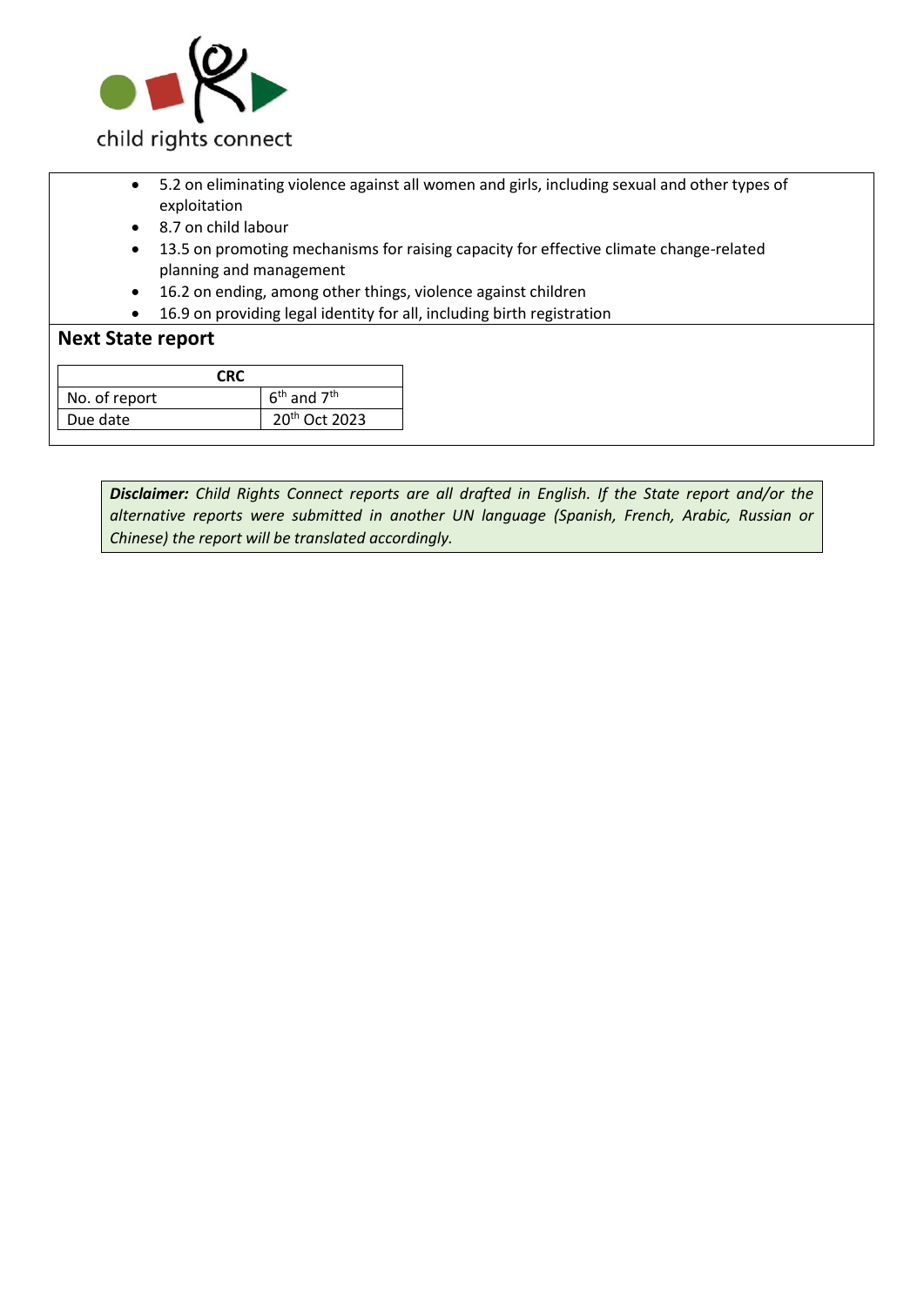- 5.2 on eliminating violence against all women and girls, including sexual and other types of exploitation
- 8.7 on child labour
- 13.5 on promoting mechanisms for raising capacity for effective climate change-related planning and management
- 16.2 on ending, among other things, violence against children
- 16.9 on providing legal identity for all, including birth registration

## Next State report

| CRC | |
|---|---|
| No. of report | 6th and 7th |
| Due date | 20th Oct 2023 |

***Disclaimer:** Child Rights Connect reports are all drafted in English. If the State report and/or the alternative reports were submitted in another UN language (Spanish, French, Arabic, Russian or Chinese) the report will be translated accordingly.*